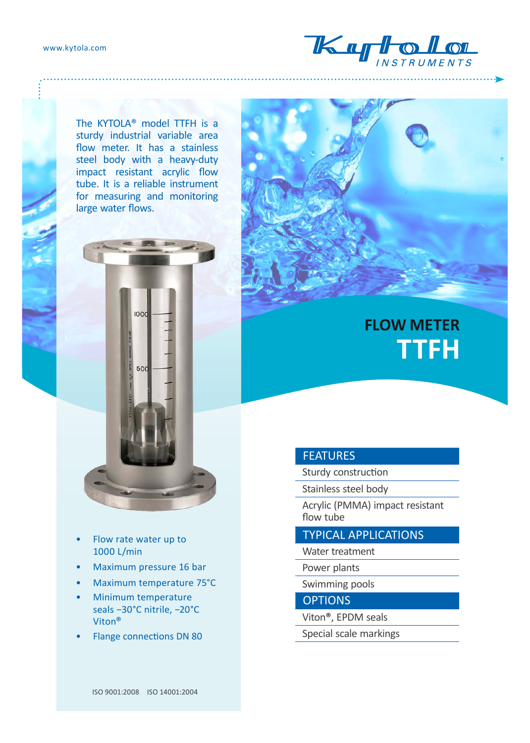www.kytola.com

# FLOW METER TTFH

The KYTOLA® model TTFH is a sturdy industrial variable area flow meter. It has a stainless steel body with a heavy-duty impact resistant acrylic flow tube. It is a reliable instrument for measuring and monitoring large water flows.

- Flow rate water up to 1000 L/min
- Maximum pressure 16 bar
- Maximum temperature 75°C
- Minimum temperature seals −30°C nitrile, −20°C Viton®
- Flange connections DN 80

## FEATURES

- Sturdy construction
- Stainless steel body
- Acrylic (PMMA) impact resistant flow tube

## TYPICAL APPLICATIONS

- Water treatment
- Power plants
- Swimming pools

## OPTIONS

- Viton®, EPDM seals
- Special scale markings

ISO 9001:2008 ISO 14001:2004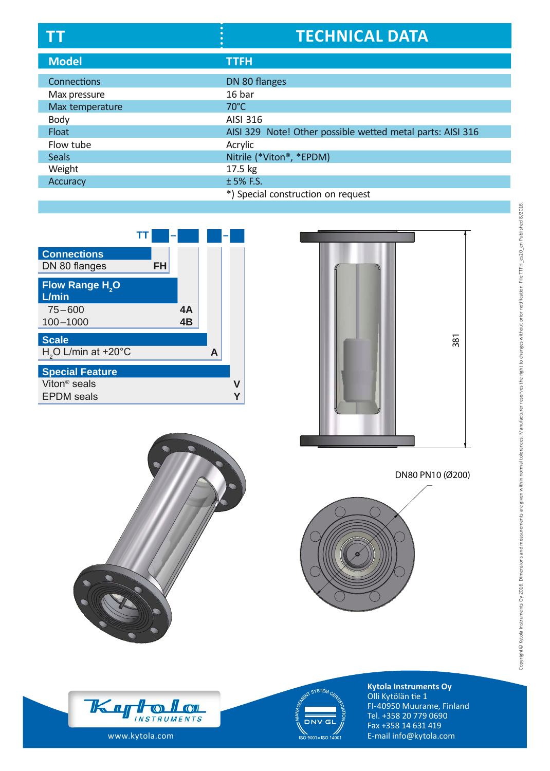# TT — TECHNICAL DATA

| Model | TTFH |
|---|---|
| Connections | DN 80 flanges |
| Max pressure | 16 bar |
| Max temperature | 70°C |
| Body | AISI 316 |
| Float | AISI 329 Note! Other possible wetted metal parts: AISI 316 |
| Flow tube | Acrylic |
| Seals | Nitrile (*Viton®, *EPDM) |
| Weight | 17.5 kg |
| Accuracy | ± 5% F.S. |
| | *) Special construction on request |

TT ▢ – ▢ ▢ – ▢

| | |
|---|---|
| **Connections** | |
| DN 80 flanges | **FH** |
| **Flow Range $H_2O$ L/min** | |
| 75 – 600 | **4A** |
| 100 – 1000 | **4B** |
| **Scale** | |
| $H_2O$ L/min at +20°C | **A** |
| **Special Feature** | |
| Viton® seals | **V** |
| EPDM seals | **Y** |

381

DN80 PN10 (Ø200)

Copyright © Kytola Instruments Oy 2016. Dimensions and measurements are given within normal tolerances. Manufacturer reserves the right to changes without prior notification. File TTFH_es20_en Published 8/2016.

Kytola INSTRUMENTS

www.kytola.com

MANAGEMENT SYSTEM CERTIFICATION DNV·GL ISO 9001 = ISO 14001

**Kytola Instruments Oy**
Olli Kytölän tie 1
FI-40950 Muurame, Finland
Tel. +358 20 779 0690
Fax +358 14 631 419
E-mail info@kytola.com